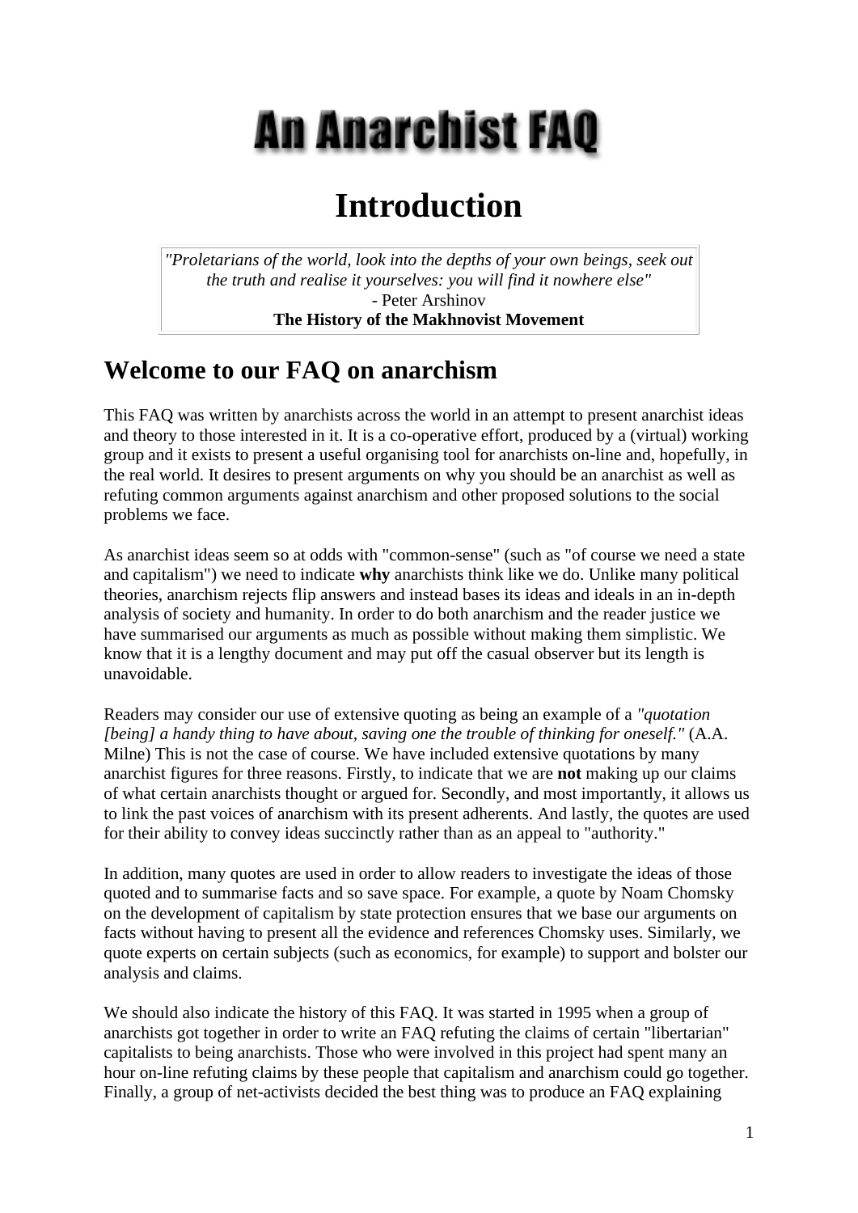# An Anarchist FAQ

# Introduction

> *"Proletarians of the world, look into the depths of your own beings, seek out the truth and realise it yourselves: you will find it nowhere else"*
> - Peter Arshinov
> **The History of the Makhnovist Movement**

## Welcome to our FAQ on anarchism

This FAQ was written by anarchists across the world in an attempt to present anarchist ideas and theory to those interested in it. It is a co-operative effort, produced by a (virtual) working group and it exists to present a useful organising tool for anarchists on-line and, hopefully, in the real world. It desires to present arguments on why you should be an anarchist as well as refuting common arguments against anarchism and other proposed solutions to the social problems we face.

As anarchist ideas seem so at odds with "common-sense" (such as "of course we need a state and capitalism") we need to indicate **why** anarchists think like we do. Unlike many political theories, anarchism rejects flip answers and instead bases its ideas and ideals in an in-depth analysis of society and humanity. In order to do both anarchism and the reader justice we have summarised our arguments as much as possible without making them simplistic. We know that it is a lengthy document and may put off the casual observer but its length is unavoidable.

Readers may consider our use of extensive quoting as being an example of a *"quotation [being] a handy thing to have about, saving one the trouble of thinking for oneself."* (A.A. Milne) This is not the case of course. We have included extensive quotations by many anarchist figures for three reasons. Firstly, to indicate that we are **not** making up our claims of what certain anarchists thought or argued for. Secondly, and most importantly, it allows us to link the past voices of anarchism with its present adherents. And lastly, the quotes are used for their ability to convey ideas succinctly rather than as an appeal to "authority."

In addition, many quotes are used in order to allow readers to investigate the ideas of those quoted and to summarise facts and so save space. For example, a quote by Noam Chomsky on the development of capitalism by state protection ensures that we base our arguments on facts without having to present all the evidence and references Chomsky uses. Similarly, we quote experts on certain subjects (such as economics, for example) to support and bolster our analysis and claims.

We should also indicate the history of this FAQ. It was started in 1995 when a group of anarchists got together in order to write an FAQ refuting the claims of certain "libertarian" capitalists to being anarchists. Those who were involved in this project had spent many an hour on-line refuting claims by these people that capitalism and anarchism could go together. Finally, a group of net-activists decided the best thing was to produce an FAQ explaining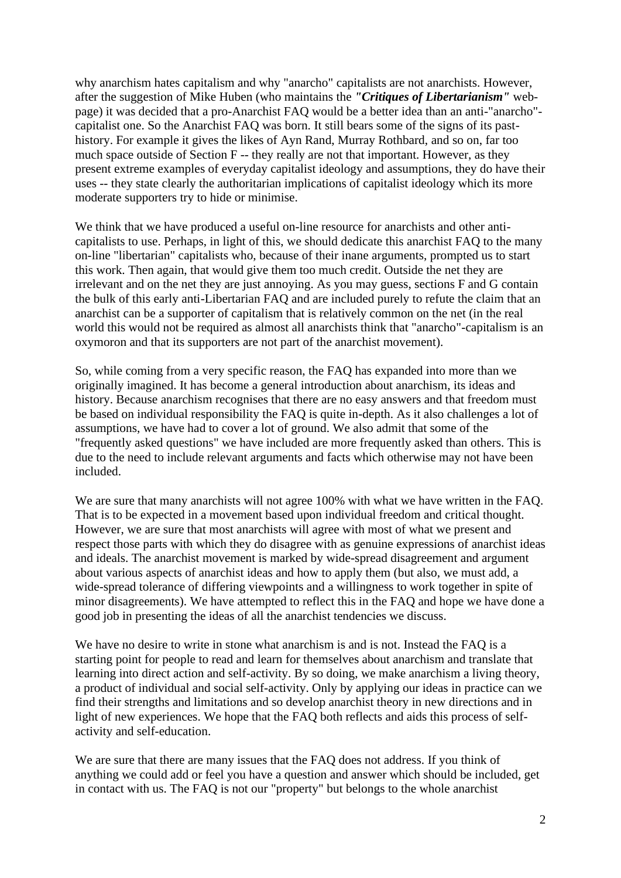why anarchism hates capitalism and why "anarcho" capitalists are not anarchists. However, after the suggestion of Mike Huben (who maintains the ***"Critiques of Libertarianism"*** web-page) it was decided that a pro-Anarchist FAQ would be a better idea than an anti-"anarcho"-capitalist one. So the Anarchist FAQ was born. It still bears some of the signs of its past-history. For example it gives the likes of Ayn Rand, Murray Rothbard, and so on, far too much space outside of Section F -- they really are not that important. However, as they present extreme examples of everyday capitalist ideology and assumptions, they do have their uses -- they state clearly the authoritarian implications of capitalist ideology which its more moderate supporters try to hide or minimise.

We think that we have produced a useful on-line resource for anarchists and other anti-capitalists to use. Perhaps, in light of this, we should dedicate this anarchist FAQ to the many on-line "libertarian" capitalists who, because of their inane arguments, prompted us to start this work. Then again, that would give them too much credit. Outside the net they are irrelevant and on the net they are just annoying. As you may guess, sections F and G contain the bulk of this early anti-Libertarian FAQ and are included purely to refute the claim that an anarchist can be a supporter of capitalism that is relatively common on the net (in the real world this would not be required as almost all anarchists think that "anarcho"-capitalism is an oxymoron and that its supporters are not part of the anarchist movement).

So, while coming from a very specific reason, the FAQ has expanded into more than we originally imagined. It has become a general introduction about anarchism, its ideas and history. Because anarchism recognises that there are no easy answers and that freedom must be based on individual responsibility the FAQ is quite in-depth. As it also challenges a lot of assumptions, we have had to cover a lot of ground. We also admit that some of the "frequently asked questions" we have included are more frequently asked than others. This is due to the need to include relevant arguments and facts which otherwise may not have been included.

We are sure that many anarchists will not agree 100% with what we have written in the FAQ. That is to be expected in a movement based upon individual freedom and critical thought. However, we are sure that most anarchists will agree with most of what we present and respect those parts with which they do disagree with as genuine expressions of anarchist ideas and ideals. The anarchist movement is marked by wide-spread disagreement and argument about various aspects of anarchist ideas and how to apply them (but also, we must add, a wide-spread tolerance of differing viewpoints and a willingness to work together in spite of minor disagreements). We have attempted to reflect this in the FAQ and hope we have done a good job in presenting the ideas of all the anarchist tendencies we discuss.

We have no desire to write in stone what anarchism is and is not. Instead the FAQ is a starting point for people to read and learn for themselves about anarchism and translate that learning into direct action and self-activity. By so doing, we make anarchism a living theory, a product of individual and social self-activity. Only by applying our ideas in practice can we find their strengths and limitations and so develop anarchist theory in new directions and in light of new experiences. We hope that the FAQ both reflects and aids this process of self-activity and self-education.

We are sure that there are many issues that the FAQ does not address. If you think of anything we could add or feel you have a question and answer which should be included, get in contact with us. The FAQ is not our "property" but belongs to the whole anarchist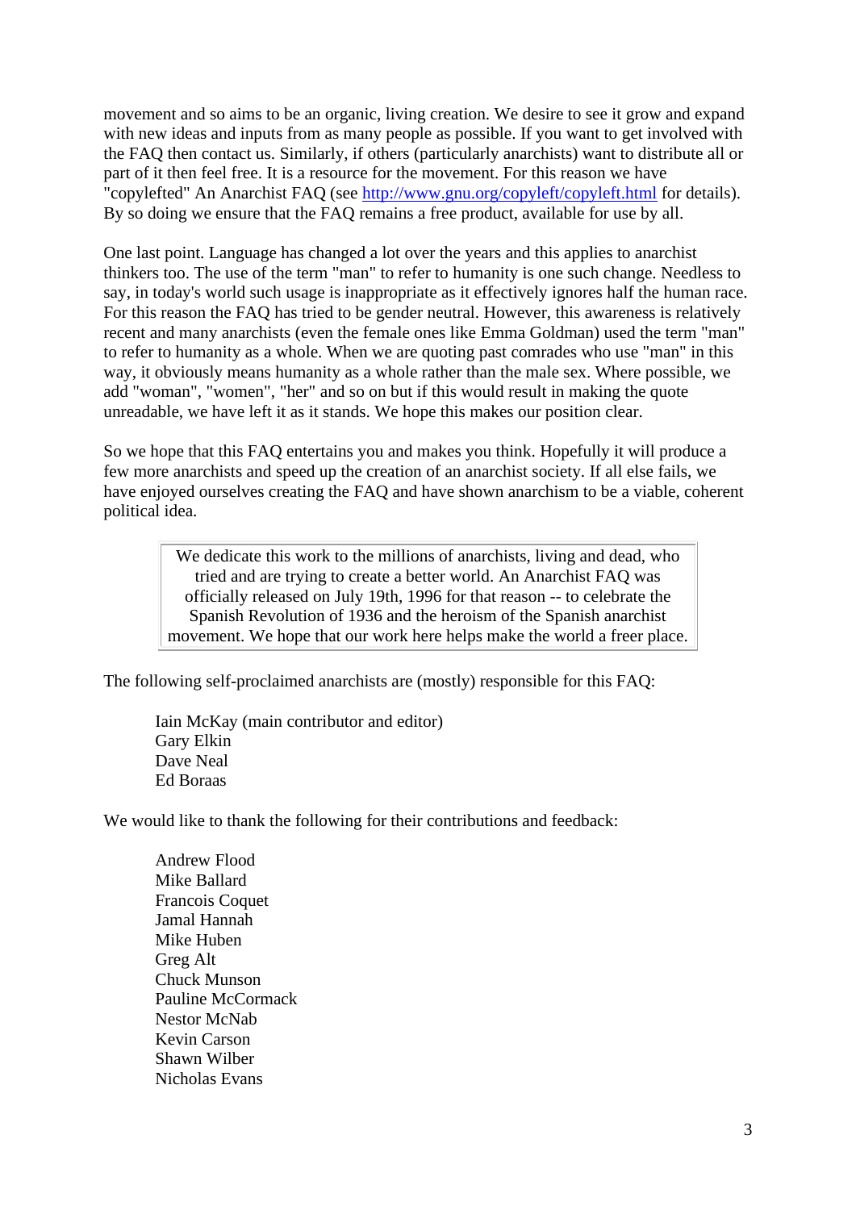movement and so aims to be an organic, living creation. We desire to see it grow and expand with new ideas and inputs from as many people as possible. If you want to get involved with the FAQ then contact us. Similarly, if others (particularly anarchists) want to distribute all or part of it then feel free. It is a resource for the movement. For this reason we have "copylefted" An Anarchist FAQ (see [http://www.gnu.org/copyleft/copyleft.html](http://www.gnu.org/copyleft/copyleft.html) for details). By so doing we ensure that the FAQ remains a free product, available for use by all.

One last point. Language has changed a lot over the years and this applies to anarchist thinkers too. The use of the term "man" to refer to humanity is one such change. Needless to say, in today's world such usage is inappropriate as it effectively ignores half the human race. For this reason the FAQ has tried to be gender neutral. However, this awareness is relatively recent and many anarchists (even the female ones like Emma Goldman) used the term "man" to refer to humanity as a whole. When we are quoting past comrades who use "man" in this way, it obviously means humanity as a whole rather than the male sex. Where possible, we add "woman", "women", "her" and so on but if this would result in making the quote unreadable, we have left it as it stands. We hope this makes our position clear.

So we hope that this FAQ entertains you and makes you think. Hopefully it will produce a few more anarchists and speed up the creation of an anarchist society. If all else fails, we have enjoyed ourselves creating the FAQ and have shown anarchism to be a viable, coherent political idea.

> We dedicate this work to the millions of anarchists, living and dead, who tried and are trying to create a better world. An Anarchist FAQ was officially released on July 19th, 1996 for that reason -- to celebrate the Spanish Revolution of 1936 and the heroism of the Spanish anarchist movement. We hope that our work here helps make the world a freer place.

The following self-proclaimed anarchists are (mostly) responsible for this FAQ:

Iain McKay (main contributor and editor)
Gary Elkin
Dave Neal
Ed Boraas

We would like to thank the following for their contributions and feedback:

Andrew Flood
Mike Ballard
Francois Coquet
Jamal Hannah
Mike Huben
Greg Alt
Chuck Munson
Pauline McCormack
Nestor McNab
Kevin Carson
Shawn Wilber
Nicholas Evans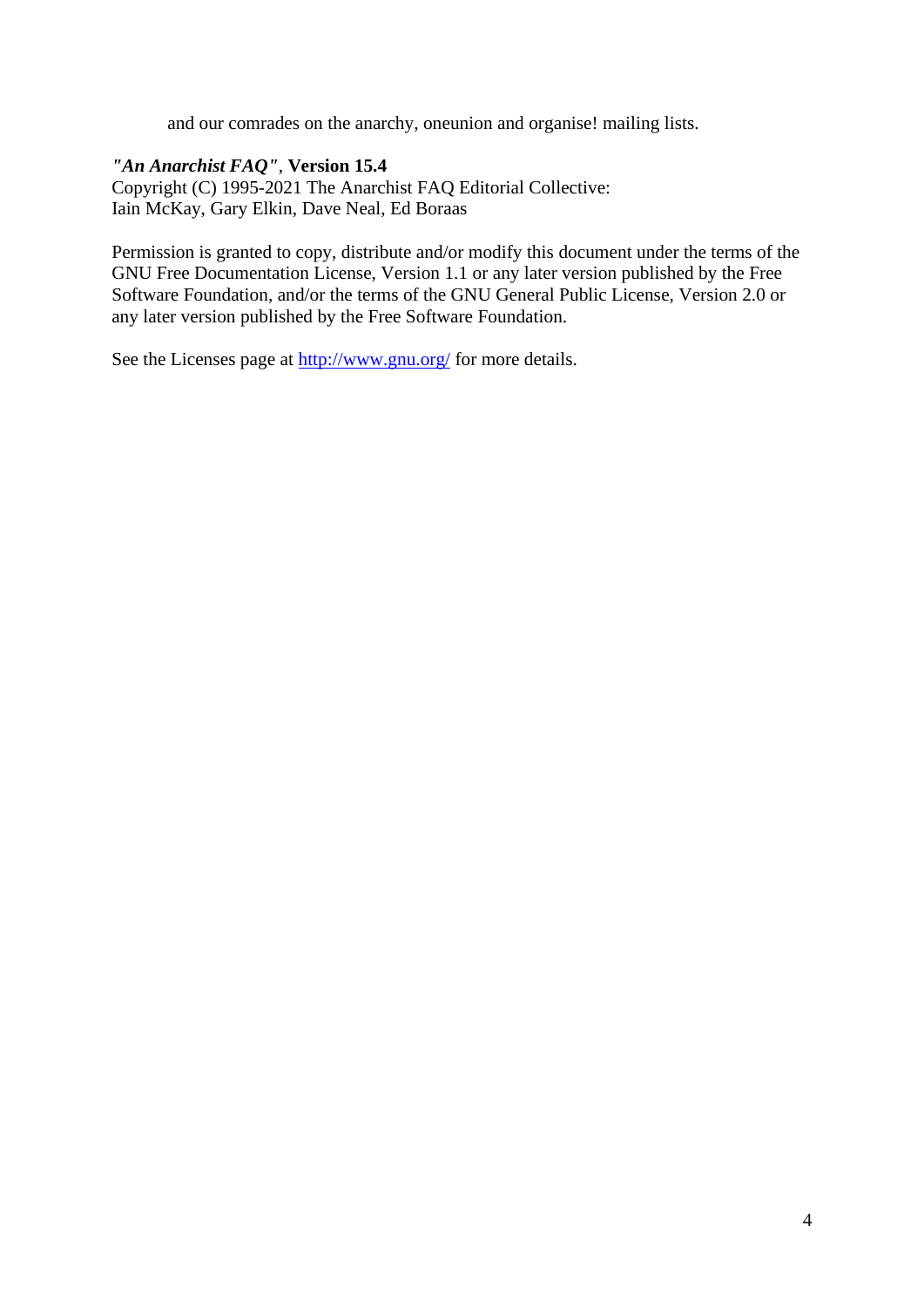and our comrades on the anarchy, oneunion and organise! mailing lists.

***"An Anarchist FAQ"*, Version 15.4**
Copyright (C) 1995-2021 The Anarchist FAQ Editorial Collective:
Iain McKay, Gary Elkin, Dave Neal, Ed Boraas

Permission is granted to copy, distribute and/or modify this document under the terms of the GNU Free Documentation License, Version 1.1 or any later version published by the Free Software Foundation, and/or the terms of the GNU General Public License, Version 2.0 or any later version published by the Free Software Foundation.

See the Licenses page at [http://www.gnu.org/](http://www.gnu.org/) for more details.